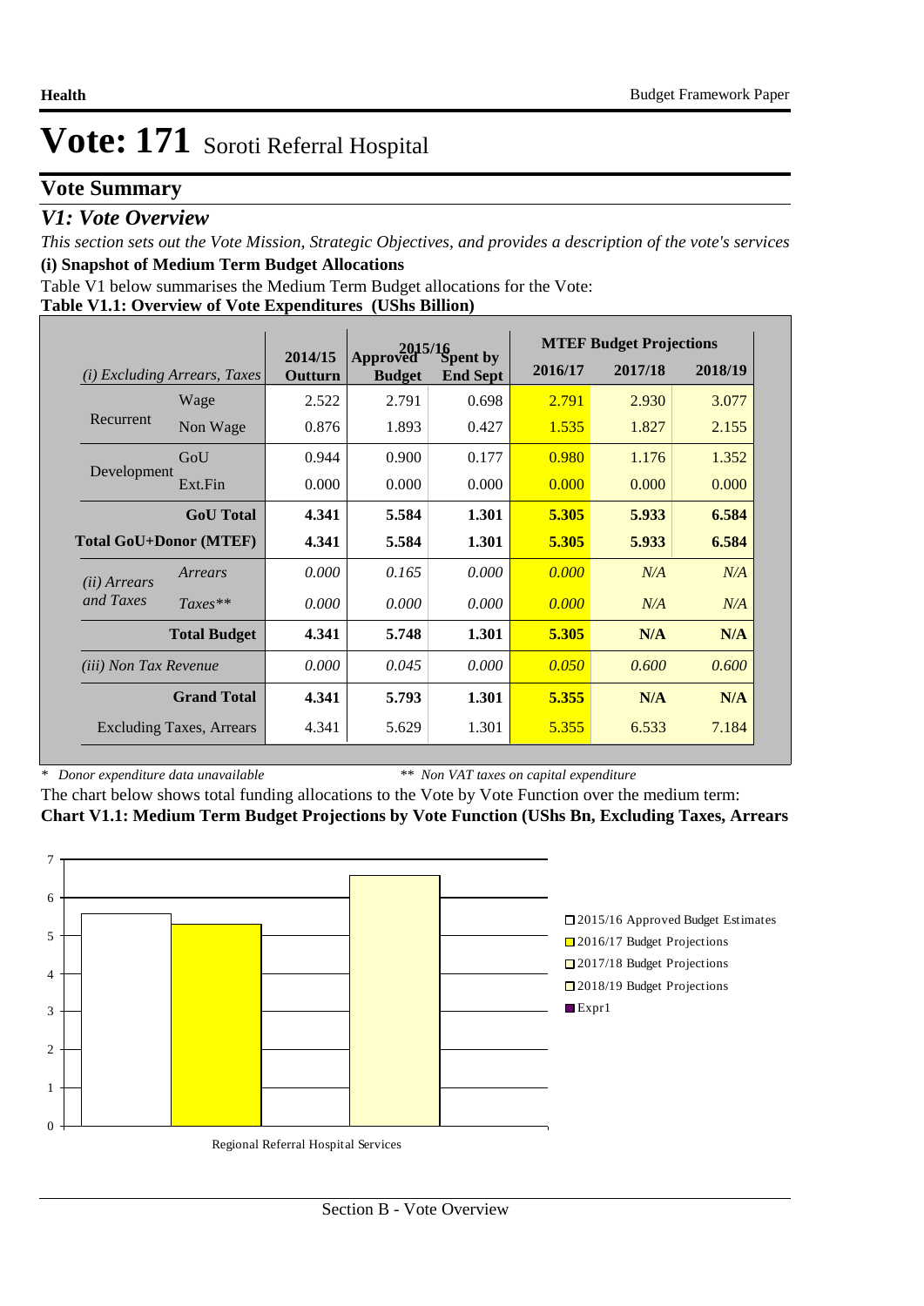# Vote: 171 Soroti Referral Hospital

## Vote Summary

### *V1: Vote Overview*

*This section sets out the Vote Mission, Strategic Objectives, and provides a description of the vote's services*

**(i) Snapshot of Medium Term Budget Allocations**

Table V1 below summarises the Medium Term Budget allocations for the Vote:

**Table V1.1: Overview of Vote Expenditures (UShs Billion)**

| *(i) Excluding Arrears, Taxes* | | 2014/15 Outturn | 2015/16 Approved Budget | 2015/16 Spent by End Sept | MTEF Budget Projections 2016/17 | 2017/18 | 2018/19 |
|---|---|---|---|---|---|---|---|
| Recurrent | Wage | 2.522 | 2.791 | 0.698 | 2.791 | 2.930 | 3.077 |
| | Non Wage | 0.876 | 1.893 | 0.427 | 1.535 | 1.827 | 2.155 |
| Development | GoU | 0.944 | 0.900 | 0.177 | 0.980 | 1.176 | 1.352 |
| | Ext.Fin | 0.000 | 0.000 | 0.000 | 0.000 | 0.000 | 0.000 |
| **GoU Total** | | **4.341** | **5.584** | **1.301** | **5.305** | **5.933** | **6.584** |
| **Total GoU+Donor (MTEF)** | | **4.341** | **5.584** | **1.301** | **5.305** | **5.933** | **6.584** |
| *(ii) Arrears and Taxes* | *Arrears* | *0.000* | *0.165* | *0.000* | *0.000* | *N/A* | *N/A* |
| | *Taxes*** | *0.000* | *0.000* | *0.000* | *0.000* | *N/A* | *N/A* |
| **Total Budget** | | **4.341** | **5.748** | **1.301** | **5.305** | **N/A** | **N/A** |
| *(iii) Non Tax Revenue* | | *0.000* | *0.045* | *0.000* | *0.050* | *0.600* | *0.600* |
| **Grand Total** | | **4.341** | **5.793** | **1.301** | **5.355** | **N/A** | **N/A** |
| Excluding Taxes, Arrears | | 4.341 | 5.629 | 1.301 | 5.355 | 6.533 | 7.184 |

\* *Donor expenditure data unavailable* ** *Non VAT taxes on capital expenditure*

The chart below shows total funding allocations to the Vote by Vote Function over the medium term:

**Chart V1.1: Medium Term Budget Projections by Vote Function (UShs Bn, Excluding Taxes, Arrears**

0
1
2
3
4
5
6
7

Regional Referral Hospital Services

2015/16 Approved Budget Estimates
2016/17 Budget Projections
2017/18 Budget Projections
2018/19 Budget Projections
Expr1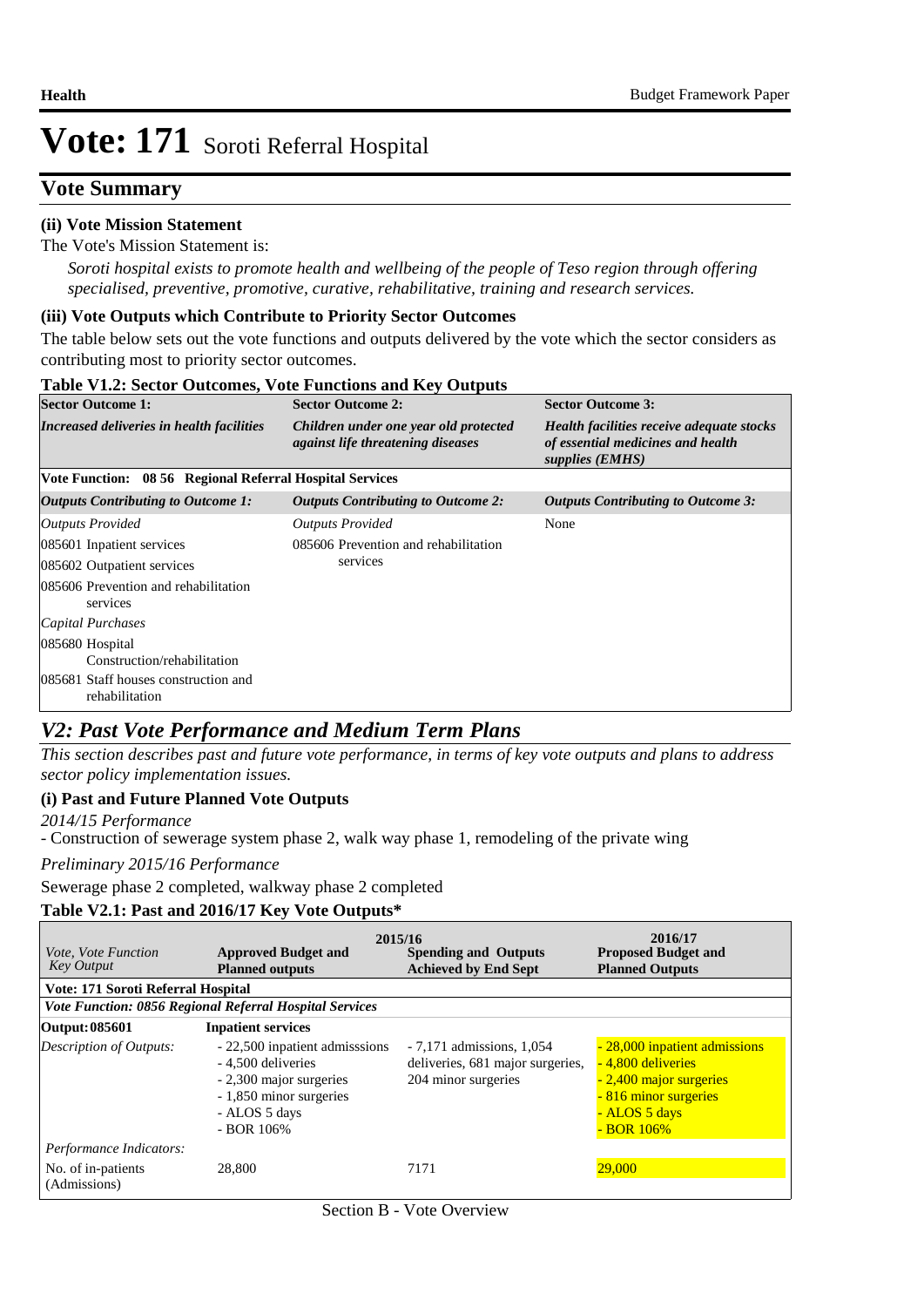# Vote: 171 Soroti Referral Hospital

## Vote Summary

### (ii) Vote Mission Statement

The Vote's Mission Statement is:

*Soroti hospital exists to promote health and wellbeing of the people of Teso region through offering specialised, preventive, promotive, curative, rehabilitative, training and research services.*

### (iii) Vote Outputs which Contribute to Priority Sector Outcomes

The table below sets out the vote functions and outputs delivered by the vote which the sector considers as contributing most to priority sector outcomes.

**Table V1.2: Sector Outcomes, Vote Functions and Key Outputs**

| Sector Outcome 1: | Sector Outcome 2: | Sector Outcome 3: |
|---|---|---|
| ***Increased deliveries in health facilities*** | ***Children under one year old protected against life threatening diseases*** | ***Health facilities receive adequate stocks of essential medicines and health supplies (EMHS)*** |
| **Vote Function: 08 56 Regional Referral Hospital Services** | | |
| ***Outputs Contributing to Outcome 1:*** | ***Outputs Contributing to Outcome 2:*** | ***Outputs Contributing to Outcome 3:*** |
| *Outputs Provided* | *Outputs Provided* | None |
| 085601 Inpatient services | 085606 Prevention and rehabilitation services | |
| 085602 Outpatient services | | |
| 085606 Prevention and rehabilitation services | | |
| *Capital Purchases* | | |
| 085680 Hospital Construction/rehabilitation | | |
| 085681 Staff houses construction and rehabilitation | | |

## *V2: Past Vote Performance and Medium Term Plans*

*This section describes past and future vote performance, in terms of key vote outputs and plans to address sector policy implementation issues.*

### (i) Past and Future Planned Vote Outputs

*2014/15 Performance*

- Construction of sewerage system phase 2, walk way phase 1, remodeling of the private wing

*Preliminary 2015/16 Performance*

Sewerage phase 2 completed, walkway phase 2 completed

**Table V2.1: Past and 2016/17 Key Vote Outputs\***

| *Vote, Vote Function Key Output* | 2015/16 **Approved Budget and Planned outputs** | **Spending and Outputs Achieved by End Sept** | 2016/17 **Proposed Budget and Planned Outputs** |
|---|---|---|---|
| **Vote: 171 Soroti Referral Hospital** | | | |
| ***Vote Function: 0856 Regional Referral Hospital Services*** | | | |
| **Output: 085601** | **Inpatient services** | | |
| *Description of Outputs:* | - 22,500 inpatient admisssions<br>- 4,500 deliveries<br>- 2,300 major surgeries<br>- 1,850 minor surgeries<br>- ALOS 5 days<br>- BOR 106% | - 7,171 admissions, 1,054 deliveries, 681 major surgeries, 204 minor surgeries | - 28,000 inpatient admissions<br>- 4,800 deliveries<br>- 2,400 major surgeries<br>- 816 minor surgeries<br>- ALOS 5 days<br>- BOR 106% |
| *Performance Indicators:* | | | |
| No. of in-patients (Admissions) | 28,800 | 7171 | 29,000 |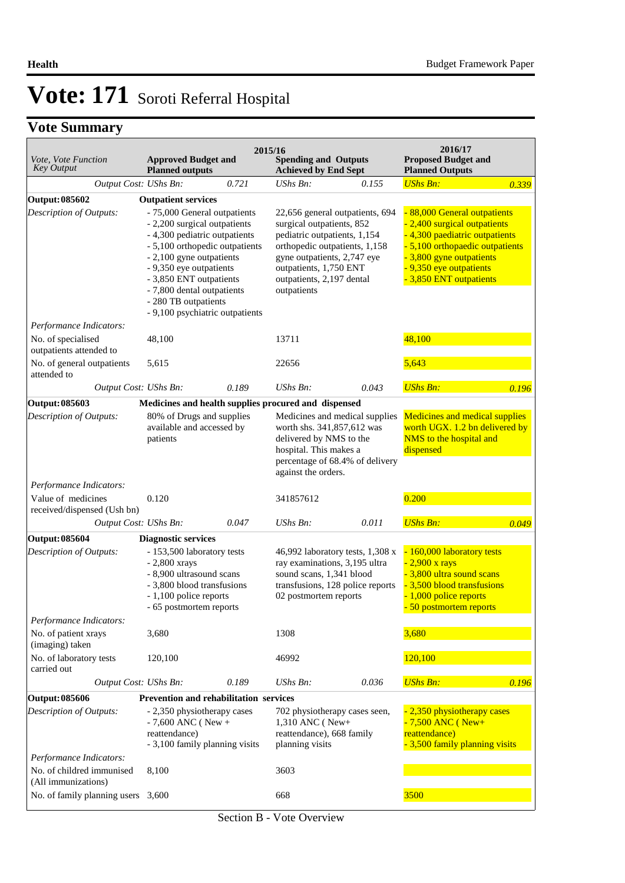# Vote: 171 Soroti Referral Hospital

## Vote Summary

| *Vote, Vote Function Key Output* | 2015/16 Approved Budget and Planned outputs | | 2015/16 Spending and Outputs Achieved by End Sept | | 2016/17 Proposed Budget and Planned Outputs | |
|---|---|---|---|---|---|---|
| *Output Cost: UShs Bn:* | | *0.721* | *UShs Bn:* | *0.155* | *UShs Bn:* | *0.339* |
| **Output: 085602** | **Outpatient services** | | | | | |
| *Description of Outputs:* | - 75,000 General outpatients<br>- 2,200 surgical outpatients<br>- 4,300 pediatric outpatients<br>- 5,100 orthopedic outpatients<br>- 2,100 gyne outpatients<br>- 9,350 eye outpatients<br>- 3,850 ENT outpatients<br>- 7,800 dental outpatients<br>- 280 TB outpatients<br>- 9,100 psychiatric outpatients | | 22,656 general outpatients, 694 surgical outpatients, 852 pediatric outpatients, 1,154 orthopedic outpatients, 1,158 gyne outpatients, 2,747 eye outpatients, 1,750 ENT outpatients, 2,197 dental outpatients | | - 88,000 General outpatients<br>- 2,400 surgical outpatients<br>- 4,300 paediatric outpatients<br>- 5,100 orthopaedic outpatients<br>- 3,800 gyne outpatients<br>- 9,350 eye outpatients<br>- 3,850 ENT outpatients | |
| *Performance Indicators:* | | | | | | |
| No. of specialised outpatients attended to | 48,100 | | 13711 | | 48,100 | |
| No. of general outpatients attended to | 5,615 | | 22656 | | 5,643 | |
| *Output Cost: UShs Bn:* | | *0.189* | *UShs Bn:* | *0.043* | *UShs Bn:* | *0.196* |
| **Output: 085603** | **Medicines and health supplies procured and dispensed** | | | | | |
| *Description of Outputs:* | 80% of Drugs and supplies available and accessed by patients | | Medicines and medical supplies worth shs. 341,857,612 was delivered by NMS to the hospital. This makes a percentage of 68.4% of delivery against the orders. | | Medicines and medical supplies worth UGX. 1.2 bn delivered by NMS to the hospital and dispensed | |
| *Performance Indicators:* | | | | | | |
| Value of medicines received/dispensed (Ush bn) | 0.120 | | 341857612 | | 0.200 | |
| *Output Cost: UShs Bn:* | | *0.047* | *UShs Bn:* | *0.011* | *UShs Bn:* | *0.049* |
| **Output: 085604** | **Diagnostic services** | | | | | |
| *Description of Outputs:* | - 153,500 laboratory tests<br>- 2,800 xrays<br>- 8,900 ultrasound scans<br>- 3,800 blood transfusions<br>- 1,100 police reports<br>- 65 postmortem reports | | 46,992 laboratory tests, 1,308 x ray examinations, 3,195 ultra sound scans, 1,341 blood transfusions, 128 police reports 02 postmortem reports | | - 160,000 laboratory tests<br>- 2,900 x rays<br>- 3,800 ultra sound scans<br>- 3,500 blood transfusions<br>- 1,000 police reports<br>- 50 postmortem reports | |
| *Performance Indicators:* | | | | | | |
| No. of patient xrays (imaging) taken | 3,680 | | 1308 | | 3,680 | |
| No. of laboratory tests carried out | 120,100 | | 46992 | | 120,100 | |
| *Output Cost: UShs Bn:* | | *0.189* | *UShs Bn:* | *0.036* | *UShs Bn:* | *0.196* |
| **Output: 085606** | **Prevention and rehabilitation services** | | | | | |
| *Description of Outputs:* | - 2,350 physiotherapy cases<br>- 7,600 ANC ( New + reattendance)<br>- 3,100 family planning visits | | 702 physiotherapy cases seen, 1,310 ANC ( New+ reattendance), 668 family planning visits | | - 2,350 physiotherapy cases<br>- 7,500 ANC ( New+ reattendance)<br>- 3,500 family planning visits | |
| *Performance Indicators:* | | | | | | |
| No. of childred immunised (All immunizations) | 8,100 | | 3603 | | | |
| No. of family planning users | 3,600 | | 668 | | 3500 | |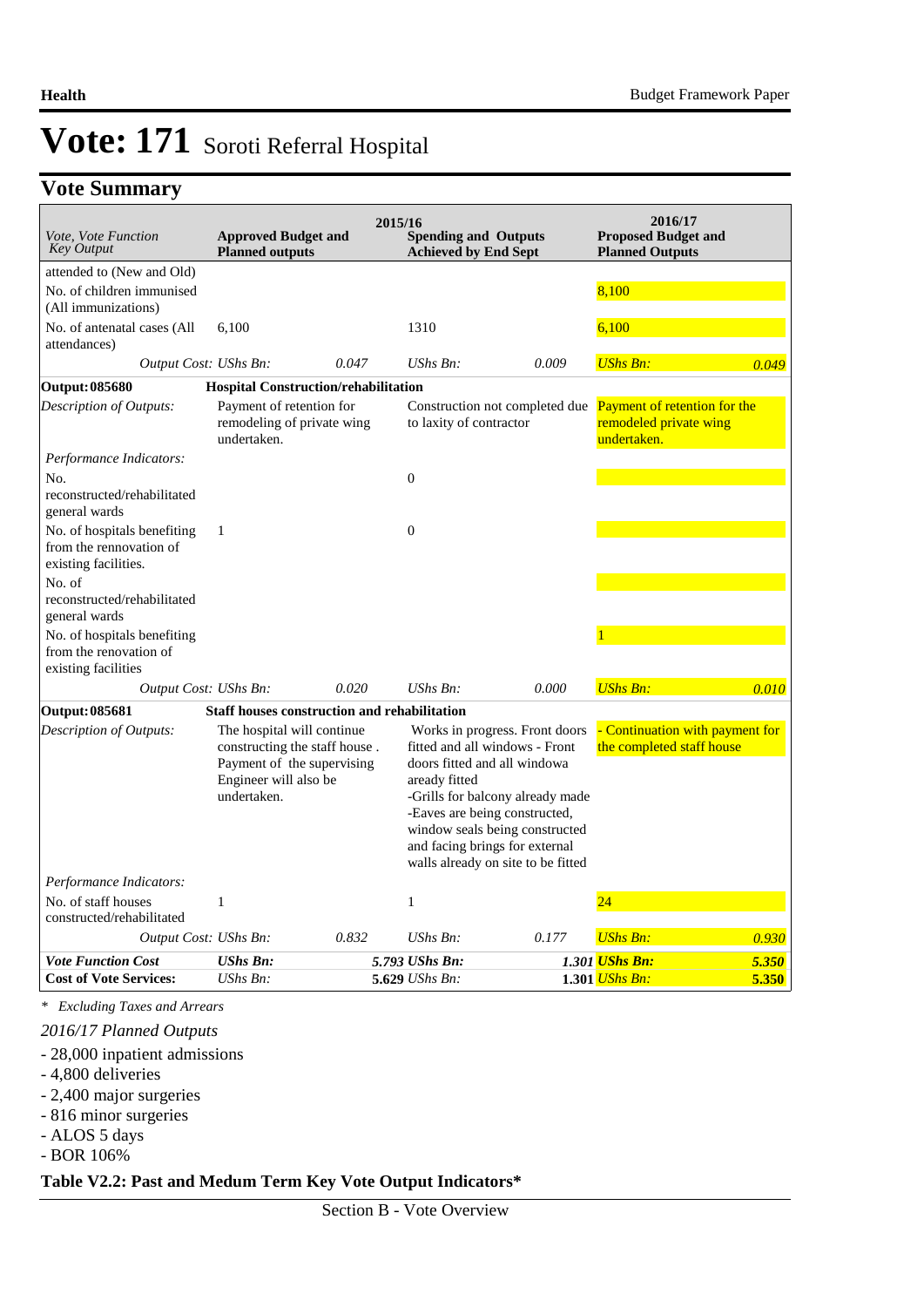# Vote: 171 Soroti Referral Hospital

## Vote Summary

| Vote, Vote Function Key Output | 2015/16 Approved Budget and Planned outputs | | 2015/16 Spending and Outputs Achieved by End Sept | | 2016/17 Proposed Budget and Planned Outputs | |
|---|---|---|---|---|---|---|
| attended to (New and Old) | | | | | | |
| No. of children immunised (All immunizations) | | | | | 8,100 | |
| No. of antenatal cases (All attendances) | 6,100 | | 1310 | | 6,100 | |
| *Output Cost:* | *UShs Bn:* | *0.047* | *UShs Bn:* | *0.009* | *UShs Bn:* | *0.049* |
| **Output: 085680** | **Hospital Construction/rehabilitation** | | | | | |
| *Description of Outputs:* | Payment of retention for remodeling of private wing undertaken. | | Construction not completed due to laxity of contractor | | Payment of retention for the remodeled private wing undertaken. | |
| *Performance Indicators:* | | | | | | |
| No. reconstructed/rehabilitated general wards | | | 0 | | | |
| No. of hospitals benefiting from the rennovation of existing facilities. | 1 | | 0 | | | |
| No. of reconstructed/rehabilitated general wards | | | | | | |
| No. of hospitals benefiting from the renovation of existing facilities | | | | | 1 | |
| *Output Cost:* | *UShs Bn:* | *0.020* | *UShs Bn:* | *0.000* | *UShs Bn:* | *0.010* |
| **Output: 085681** | **Staff houses construction and rehabilitation** | | | | | |
| *Description of Outputs:* | The hospital will continue constructing the staff house . Payment of the supervising Engineer will also be undertaken. | | Works in progress. Front doors fitted and all windows - Front doors fitted and all windowa aready fitted -Grills for balcony already made -Eaves are being constructed, window seals being constructed and facing brings for external walls already on site to be fitted | | - Continuation with payment for the completed staff house | |
| *Performance Indicators:* | | | | | | |
| No. of staff houses constructed/rehabilitated | 1 | | 1 | | 24 | |
| *Output Cost:* | *UShs Bn:* | *0.832* | *UShs Bn:* | *0.177* | *UShs Bn:* | *0.930* |
| ***Vote Function Cost*** | ***UShs Bn:*** | ***5.793*** | ***UShs Bn:*** | ***1.301*** | ***UShs Bn:*** | ***5.350*** |
| **Cost of Vote Services:** | *UShs Bn:* | **5.629** | *UShs Bn:* | **1.301** | *UShs Bn:* | **5.350** |

*\* Excluding Taxes and Arrears*

*2016/17 Planned Outputs*

- 28,000 inpatient admissions
- 4,800 deliveries
- 2,400 major surgeries
- 816 minor surgeries
- ALOS 5 days
- BOR 106%

**Table V2.2: Past and Medum Term Key Vote Output Indicators***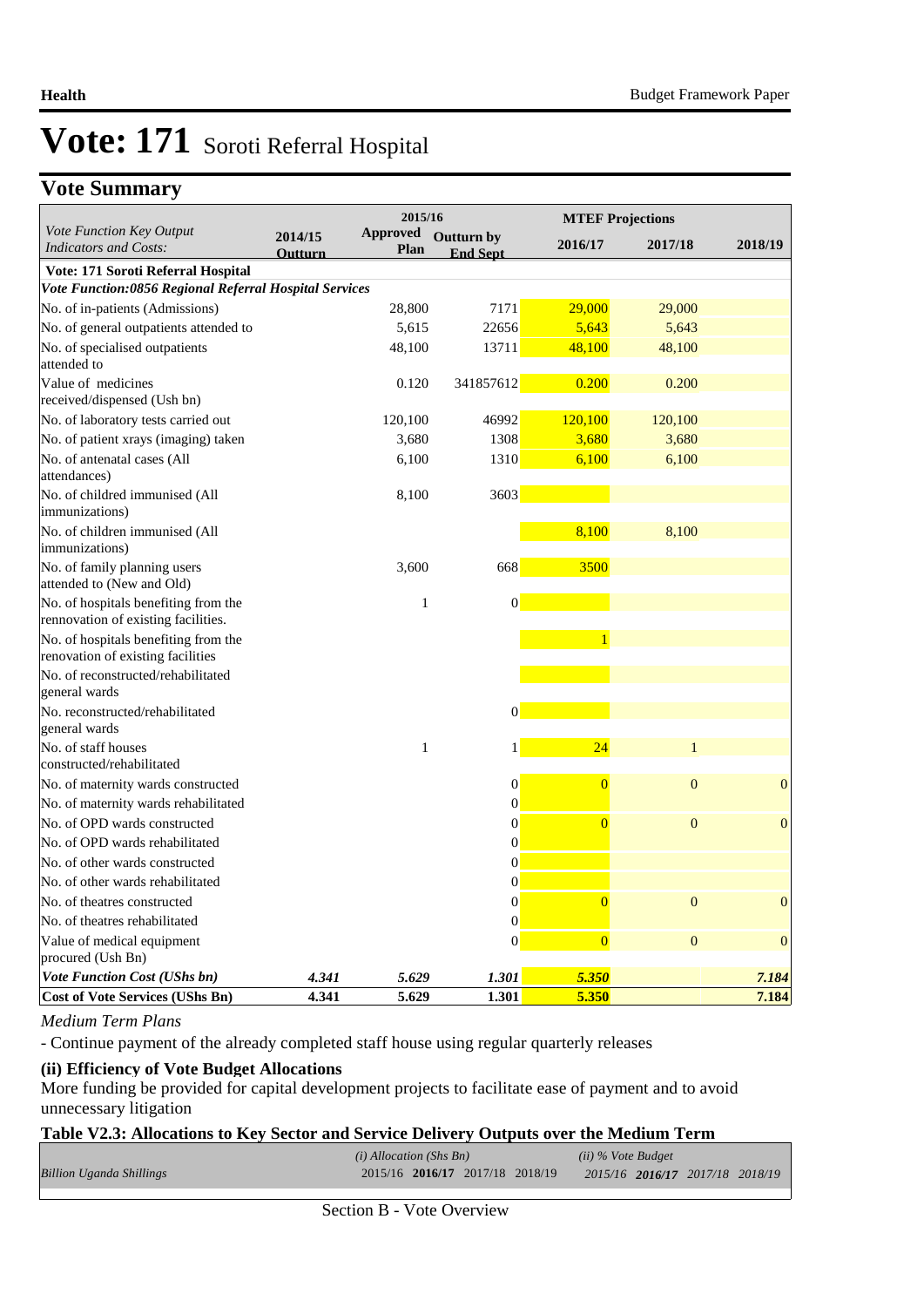# Vote: 171 Soroti Referral Hospital

## Vote Summary

| Vote Function Key Output Indicators and Costs: | 2014/15 Outturn | 2015/16 Approved Plan | 2015/16 Outturn by End Sept | MTEF Projections 2016/17 | 2017/18 | 2018/19 |
|---|---|---|---|---|---|---|
| **Vote: 171 Soroti Referral Hospital** | | | | | | |
| ***Vote Function:0856 Regional Referral Hospital Services*** | | | | | | |
| No. of in-patients (Admissions) | | 28,800 | 7171 | 29,000 | 29,000 | |
| No. of general outpatients attended to | | 5,615 | 22656 | 5,643 | 5,643 | |
| No. of specialised outpatients attended to | | 48,100 | 13711 | 48,100 | 48,100 | |
| Value of medicines received/dispensed (Ush bn) | | 0.120 | 341857612 | 0.200 | 0.200 | |
| No. of laboratory tests carried out | | 120,100 | 46992 | 120,100 | 120,100 | |
| No. of patient xrays (imaging) taken | | 3,680 | 1308 | 3,680 | 3,680 | |
| No. of antenatal cases (All attendances) | | 6,100 | 1310 | 6,100 | 6,100 | |
| No. of childred immunised (All immunizations) | | 8,100 | 3603 | | | |
| No. of children immunised (All immunizations) | | | | 8,100 | 8,100 | |
| No. of family planning users attended to (New and Old) | | 3,600 | 668 | 3500 | | |
| No. of hospitals benefiting from the rennovation of existing facilities. | | 1 | 0 | | | |
| No. of hospitals benefiting from the renovation of existing facilities | | | | 1 | | |
| No. of reconstructed/rehabilitated general wards | | | | | | |
| No. reconstructed/rehabilitated general wards | | | 0 | | | |
| No. of staff houses constructed/rehabilitated | | 1 | 1 | 24 | 1 | |
| No. of maternity wards constructed | | | 0 | 0 | 0 | 0 |
| No. of maternity wards rehabilitated | | | 0 | | | |
| No. of OPD wards constructed | | | 0 | 0 | 0 | 0 |
| No. of OPD wards rehabilitated | | | 0 | | | |
| No. of other wards constructed | | | 0 | | | |
| No. of other wards rehabilitated | | | 0 | | | |
| No. of theatres constructed | | | 0 | 0 | 0 | 0 |
| No. of theatres rehabilitated | | | 0 | | | |
| Value of medical equipment procured (Ush Bn) | | | 0 | 0 | 0 | 0 |
| ***Vote Function Cost (UShs bn)*** | ***4.341*** | ***5.629*** | ***1.301*** | ***5.350*** | | ***7.184*** |
| **Cost of Vote Services (UShs Bn)** | **4.341** | **5.629** | **1.301** | **5.350** | | **7.184** |

*Medium Term Plans*

- Continue payment of the already completed staff house using regular quarterly releases

**(ii) Efficiency of Vote Budget Allocations**

More funding be provided for capital development projects to facilitate ease of payment and to avoid unnecessary litigation

**Table V2.3: Allocations to Key Sector and Service Delivery Outputs over the Medium Term**

| *Billion Uganda Shillings* | *(i) Allocation (Shs Bn)* 2015/16 | **2016/17** | 2017/18 | 2018/19 | *(ii) % Vote Budget* 2015/16 | ***2016/17*** | *2017/18* | *2018/19* |
|---|---|---|---|---|---|---|---|---|

Section B - Vote Overview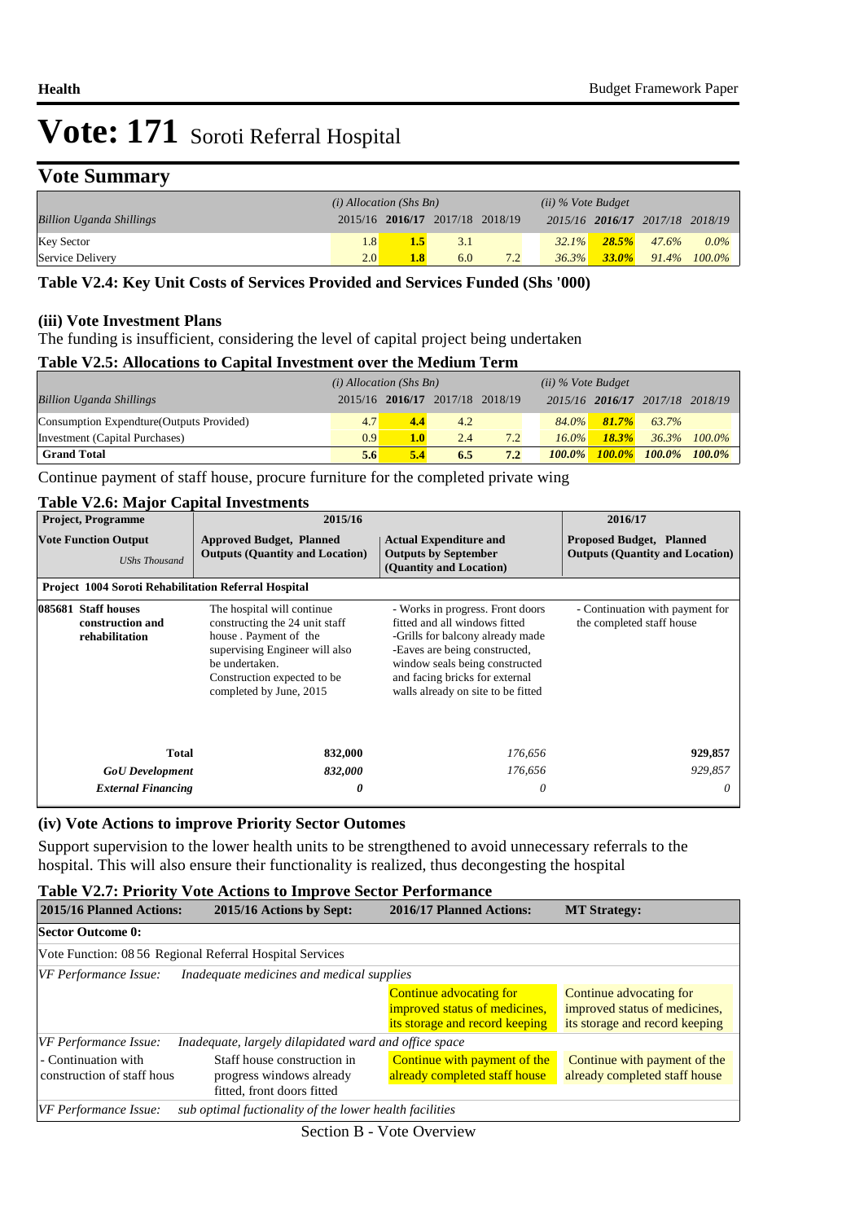# Vote: 171 Soroti Referral Hospital

## Vote Summary

| Billion Uganda Shillings | (i) Allocation (Shs Bn) | | | | (ii) % Vote Budget | | | |
|---|---|---|---|---|---|---|---|---|
| | 2015/16 | **2016/17** | 2017/18 | 2018/19 | 2015/16 | **2016/17** | 2017/18 | 2018/19 |
| Key Sector | 1.8 | **1.5** | 3.1 | | 32.1% | **28.5%** | 47.6% | 0.0% |
| Service Delivery | 2.0 | **1.8** | 6.0 | 7.2 | 36.3% | **33.0%** | 91.4% | 100.0% |

**Table V2.4: Key Unit Costs of Services Provided and Services Funded (Shs '000)**

**(iii) Vote Investment Plans**

The funding is insufficient, considering the level of capital project being undertaken

**Table V2.5: Allocations to Capital Investment over the Medium Term**

| Billion Uganda Shillings | (i) Allocation (Shs Bn) | | | | (ii) % Vote Budget | | | |
|---|---|---|---|---|---|---|---|---|
| | 2015/16 | **2016/17** | 2017/18 | 2018/19 | 2015/16 | **2016/17** | 2017/18 | 2018/19 |
| Consumption Expendture(Outputs Provided) | 4.7 | **4.4** | 4.2 | | 84.0% | **81.7%** | 63.7% | |
| Investment (Capital Purchases) | 0.9 | **1.0** | 2.4 | 7.2 | 16.0% | **18.3%** | 36.3% | 100.0% |
| **Grand Total** | **5.6** | **5.4** | **6.5** | **7.2** | **100.0%** | **100.0%** | **100.0%** | **100.0%** |

Continue payment of staff house, procure furniture for the completed private wing

**Table V2.6: Major Capital Investments**

| Project, Programme | 2015/16 | | 2016/17 |
|---|---|---|---|
| **Vote Function Output** *UShs Thousand* | **Approved Budget, Planned Outputs (Quantity and Location)** | **Actual Expenditure and Outputs by September (Quantity and Location)** | **Proposed Budget, Planned Outputs (Quantity and Location)** |
| **Project 1004 Soroti Rehabilitation Referral Hospital** | | | |
| **085681 Staff houses construction and rehabilitation** | The hospital will continue constructing the 24 unit staff house . Payment of the supervising Engineer will also be undertaken. Construction expected to be completed by June, 2015 | - Works in progress. Front doors fitted and all windows fitted -Grills for balcony already made -Eaves are being constructed, window seals being constructed and facing bricks for external walls already on site to be fitted | - Continuation with payment for the completed staff house |
| **Total** | **832,000** | *176,656* | **929,857** |
| ***GoU Development*** | ***832,000*** | *176,656* | *929,857* |
| ***External Financing*** | ***0*** | *0* | *0* |

**(iv) Vote Actions to improve Priority Sector Outomes**

Support supervision to the lower health units to be strengthened to avoid unnecessary referrals to the hospital. This will also ensure their functionality is realized, thus decongesting the hospital

**Table V2.7: Priority Vote Actions to Improve Sector Performance**

| 2015/16 Planned Actions: | 2015/16 Actions by Sept: | 2016/17 Planned Actions: | MT Strategy: |
|---|---|---|---|
| **Sector Outcome 0:** | | | |
| Vote Function: 08 56 Regional Referral Hospital Services | | | |
| *VF Performance Issue:* *Inadequate medicines and medical supplies* | | | |
| | | Continue advocating for improved status of medicines, its storage and record keeping | Continue advocating for improved status of medicines, its storage and record keeping |
| *VF Performance Issue:* *Inadequate, largely dilapidated ward and office space* | | | |
| - Continuation with construction of staff hous | Staff house construction in progress windows already fitted, front doors fitted | Continue with payment of the already completed staff house | Continue with payment of the already completed staff house |
| *VF Performance Issue:* *sub optimal fuctionality of the lower health facilities* | | | |

Section B - Vote Overview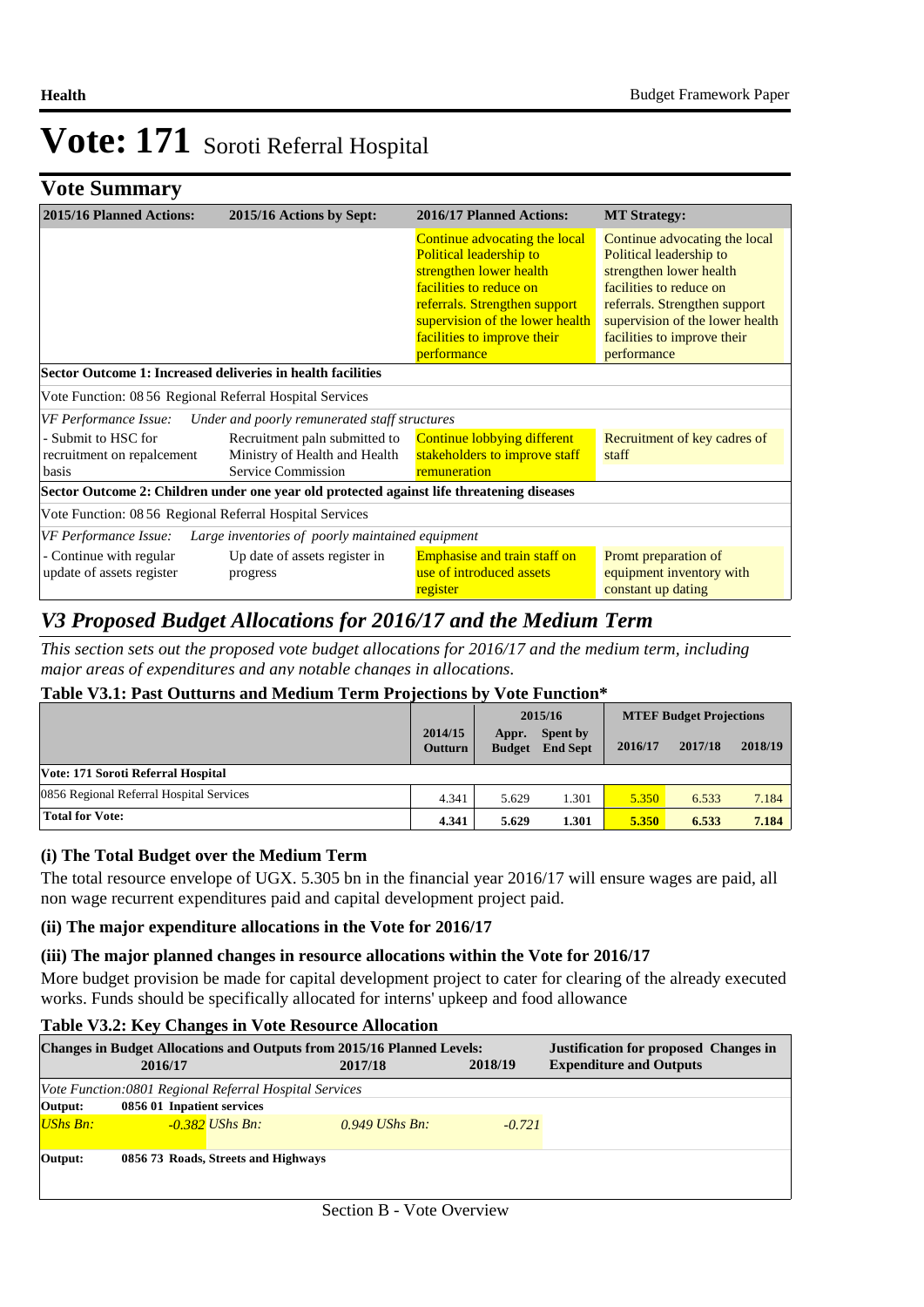# Vote: 171 Soroti Referral Hospital

## Vote Summary

| 2015/16 Planned Actions: | 2015/16 Actions by Sept: | 2016/17 Planned Actions: | MT Strategy: |
|---|---|---|---|
| | | Continue advocating the local Political leadership to strengthen lower health facilities to reduce on referrals. Strengthen support supervision of the lower health facilities to improve their performance | Continue advocating the local Political leadership to strengthen lower health facilities to reduce on referrals. Strengthen support supervision of the lower health facilities to improve their performance |
| **Sector Outcome 1: Increased deliveries in health facilities** | | | |
| Vote Function: 08 56 Regional Referral Hospital Services | | | |
| *VF Performance Issue:* *Under and poorly remunerated staff structures* | | | |
| - Submit to HSC for recruitment on repalcement basis | Recruitment paln submitted to Ministry of Health and Health Service Commission | Continue lobbying different stakeholders to improve staff remuneration | Recruitment of key cadres of staff |
| **Sector Outcome 2: Children under one year old protected against life threatening diseases** | | | |
| Vote Function: 08 56 Regional Referral Hospital Services | | | |
| *VF Performance Issue:* *Large inventories of poorly maintained equipment* | | | |
| - Continue with regular update of assets register | Up date of assets register in progress | Emphasise and train staff on use of introduced assets register | Promt preparation of equipment inventory with constant up dating |

## *V3 Proposed Budget Allocations for 2016/17 and the Medium Term*

*This section sets out the proposed vote budget allocations for 2016/17 and the medium term, including major areas of expenditures and any notable changes in allocations.*

### Table V3.1: Past Outturns and Medium Term Projections by Vote Function*

| | 2014/15 | 2015/16 | | MTEF Budget Projections | | |
|---|---|---|---|---|---|---|
| | Outturn | Appr. Budget | Spent by End Sept | 2016/17 | 2017/18 | 2018/19 |
| **Vote: 171 Soroti Referral Hospital** | | | | | | |
| 0856 Regional Referral Hospital Services | 4.341 | 5.629 | 1.301 | 5.350 | 6.533 | 7.184 |
| **Total for Vote:** | **4.341** | **5.629** | **1.301** | **5.350** | **6.533** | **7.184** |

### (i) The Total Budget over the Medium Term

The total resource envelope of UGX. 5.305 bn in the financial year 2016/17 will ensure wages are paid, all non wage recurrent expenditures paid and capital development project paid.

### (ii) The major expenditure allocations in the Vote for 2016/17

### (iii) The major planned changes in resource allocations within the Vote for 2016/17

More budget provision be made for capital development project to cater for clearing of the already executed works. Funds should be specifically allocated for interns' upkeep and food allowance

### Table V3.2: Key Changes in Vote Resource Allocation

| Changes in Budget Allocations and Outputs from 2015/16 Planned Levels: 2016/17 | 2017/18 | 2018/19 | Justification for proposed Changes in Expenditure and Outputs |
|---|---|---|---|
| *Vote Function:0801 Regional Referral Hospital Services* | | | |
| **Output:** 0856 01 Inpatient services | | | |
| *UShs Bn:* *-0.382* | *UShs Bn:* *0.949* | *UShs Bn:* *-0.721* | |
| **Output:** 0856 73 Roads, Streets and Highways | | | |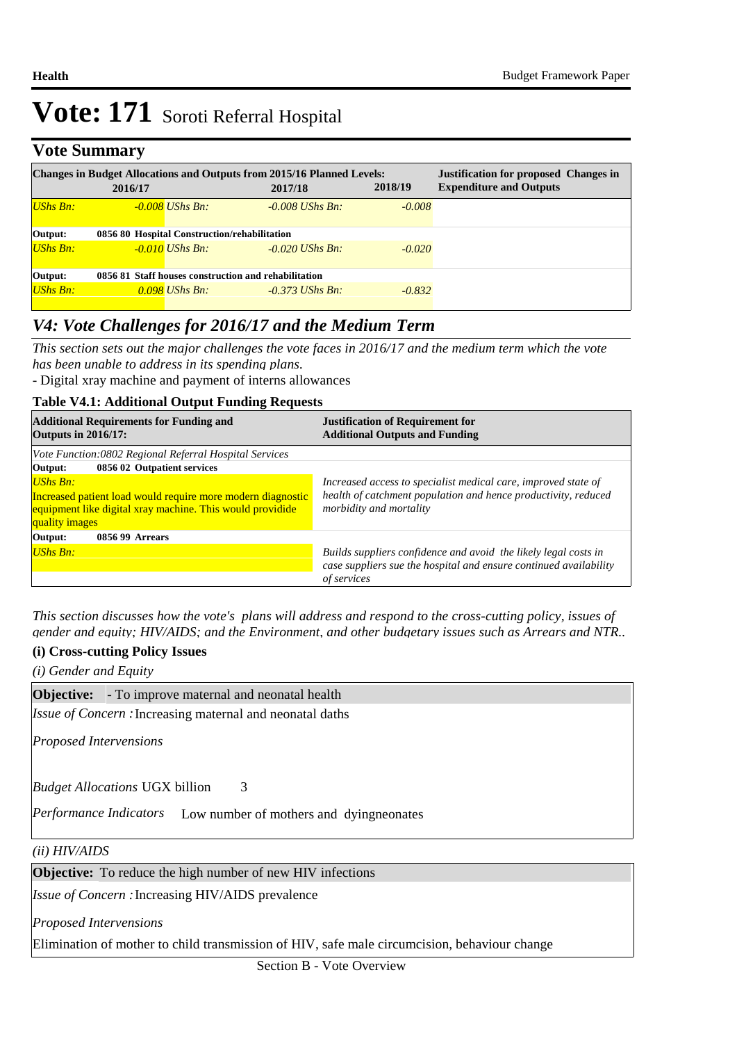# Vote: 171 Soroti Referral Hospital

## Vote Summary

| Changes in Budget Allocations and Outputs from 2015/16 Planned Levels: | | | | Justification for proposed Changes in Expenditure and Outputs |
|---|---|---|---|---|
| | 2016/17 | 2017/18 | 2018/19 | |
| *UShs Bn:* | *-0.008* | *UShs Bn: -0.008* | *UShs Bn: -0.008* | |
| **Output:** | **0856 80 Hospital Construction/rehabilitation** | | | |
| *UShs Bn:* | *-0.010* | *UShs Bn: -0.020* | *UShs Bn: -0.020* | |
| **Output:** | **0856 81 Staff houses construction and rehabilitation** | | | |
| *UShs Bn:* | *0.098* | *UShs Bn: -0.373* | *UShs Bn: -0.832* | |

## *V4: Vote Challenges for 2016/17 and the Medium Term*

*This section sets out the major challenges the vote faces in 2016/17 and the medium term which the vote has been unable to address in its spending plans.*

- Digital xray machine and payment of interns allowances

**Table V4.1: Additional Output Funding Requests**

| Additional Requirements for Funding and Outputs in 2016/17: | Justification of Requirement for Additional Outputs and Funding |
|---|---|
| *Vote Function:0802 Regional Referral Hospital Services* | |
| **Output: 0856 02 Outpatient services** | |
| *UShs Bn:* Increased patient load would require more modern diagnostic equipment like digital xray machine. This would providide quality images | *Increased access to specialist medical care, improved state of health of catchment population and hence productivity, reduced morbidity and mortality* |
| **Output: 0856 99 Arrears** | |
| *UShs Bn:* | *Builds suppliers confidence and avoid the likely legal costs in case suppliers sue the hospital and ensure continued availability of services* |

*This section discusses how the vote's plans will address and respond to the cross-cutting policy, issues of gender and equity; HIV/AIDS; and the Environment, and other budgetary issues such as Arrears and NTR..*

### (i) Cross-cutting Policy Issues

*(i) Gender and Equity*

**Objective:** - To improve maternal and neonatal health

*Issue of Concern :* Increasing maternal and neonatal daths

*Proposed Intervensions*

*Budget Allocations* UGX billion 3

*Performance Indicators* Low number of mothers and dyingneonates

*(ii) HIV/AIDS*

**Objective:** To reduce the high number of new HIV infections

*Issue of Concern :* Increasing HIV/AIDS prevalence

*Proposed Intervensions*

Elimination of mother to child transmission of HIV, safe male circumcision, behaviour change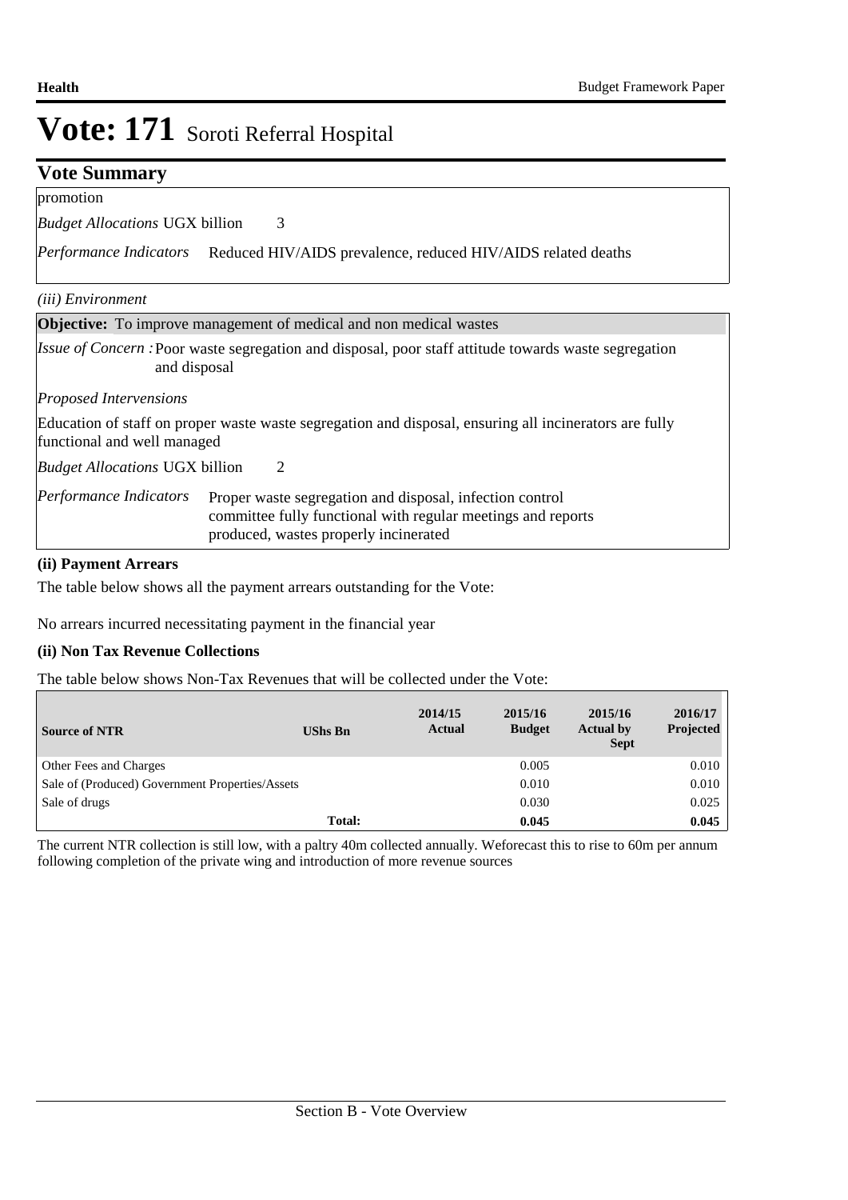# Vote: 171 Soroti Referral Hospital

## Vote Summary

promotion

*Budget Allocations* UGX billion 3

*Performance Indicators* Reduced HIV/AIDS prevalence, reduced HIV/AIDS related deaths

*(iii) Environment*

**Objective:** To improve management of medical and non medical wastes

*Issue of Concern :* Poor waste segregation and disposal, poor staff attitude towards waste segregation and disposal

*Proposed Intervensions*

Education of staff on proper waste waste segregation and disposal, ensuring all incinerators are fully functional and well managed

*Budget Allocations* UGX billion 2

*Performance Indicators* Proper waste segregation and disposal, infection control committee fully functional with regular meetings and reports produced, wastes properly incinerated

**(ii) Payment Arrears**

The table below shows all the payment arrears outstanding for the Vote:

No arrears incurred necessitating payment in the financial year

**(ii) Non Tax Revenue Collections**

The table below shows Non-Tax Revenues that will be collected under the Vote:

| Source of NTR | UShs Bn | 2014/15 Actual | 2015/16 Budget | 2015/16 Actual by Sept | 2016/17 Projected |
|---|---|---|---|---|---|
| Other Fees and Charges | | | 0.005 | | 0.010 |
| Sale of (Produced) Government Properties/Assets | | | 0.010 | | 0.010 |
| Sale of drugs | | | 0.030 | | 0.025 |
| | Total: | | **0.045** | | **0.045** |

The current NTR collection is still low, with a paltry 40m collected annually. Weforecast this to rise to 60m per annum following completion of the private wing and introduction of more revenue sources